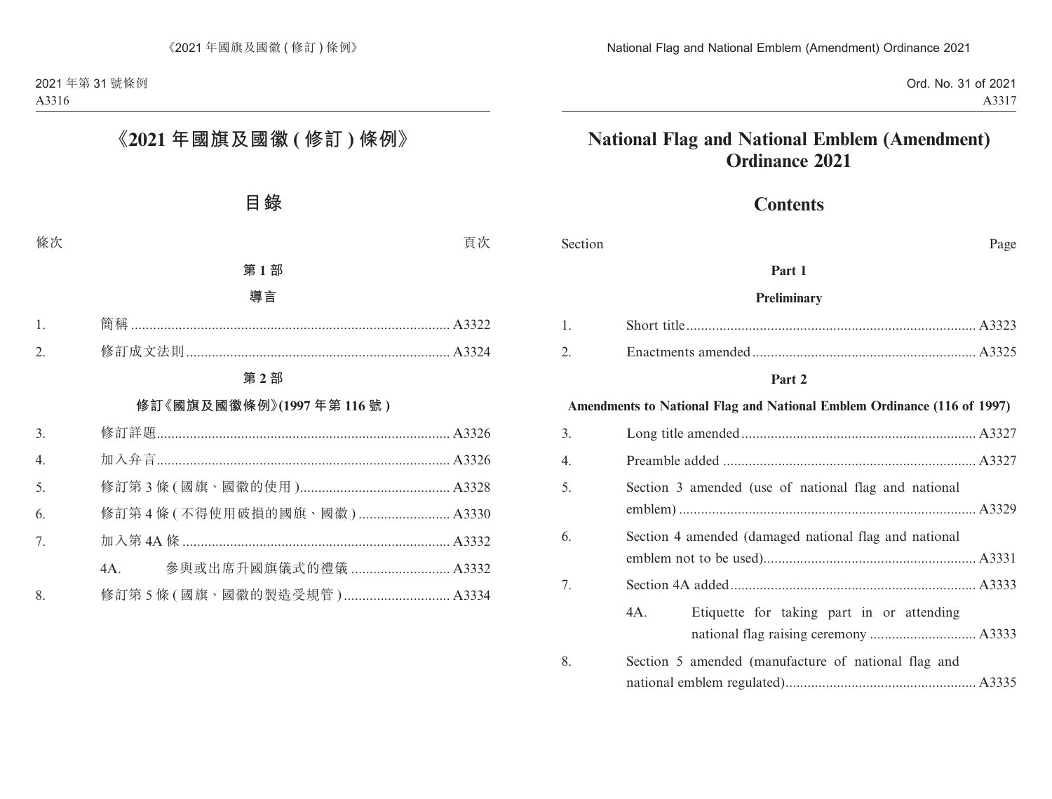# 《2021 年國旗及國徽 ( 修訂 ) 條例》

## 目錄

| 條次 | | 頁次 |
|---|---|---|
| | **第 1 部** | |
| | **導言** | |
| 1. | 簡稱 | A3322 |
| 2. | 修訂成文法則 | A3324 |
| | **第 2 部** | |
| | **修訂《國旗及國徽條例》(1997 年第 116 號 )** | |
| 3. | 修訂詳題 | A3326 |
| 4. | 加入弁言 | A3326 |
| 5. | 修訂第 3 條 ( 國旗、國徽的使用 ) | A3328 |
| 6. | 修訂第 4 條 ( 不得使用破損的國旗、國徽 ) | A3330 |
| 7. | 加入第 4A 條 | A3332 |
| | 4A. 參與或出席升國旗儀式的禮儀 | A3332 |
| 8. | 修訂第 5 條 ( 國旗、國徽的製造受規管 ) | A3334 |

# National Flag and National Emblem (Amendment) Ordinance 2021

## Contents

| Section | | Page |
|---|---|---|
| | **Part 1** | |
| | **Preliminary** | |
| 1. | Short title | A3323 |
| 2. | Enactments amended | A3325 |
| | **Part 2** | |
| | **Amendments to National Flag and National Emblem Ordinance (116 of 1997)** | |
| 3. | Long title amended | A3327 |
| 4. | Preamble added | A3327 |
| 5. | Section 3 amended (use of national flag and national emblem) | A3329 |
| 6. | Section 4 amended (damaged national flag and national emblem not to be used) | A3331 |
| 7. | Section 4A added | A3333 |
| | 4A. Etiquette for taking part in or attending national flag raising ceremony | A3333 |
| 8. | Section 5 amended (manufacture of national flag and national emblem regulated) | A3335 |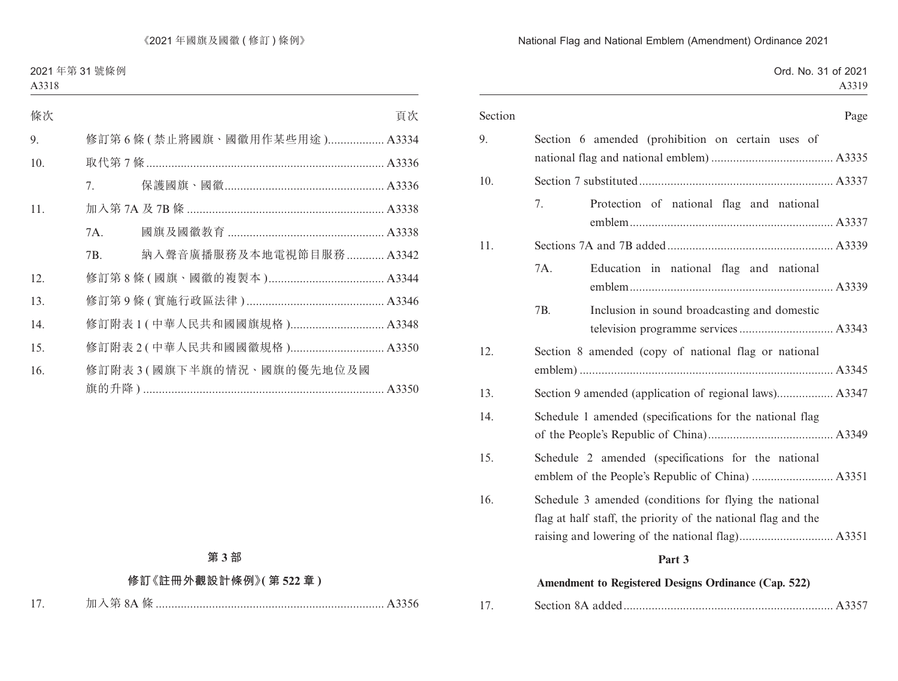| 條次 | | | 頁次 |
|---|---|---|---|
| 9. | 修訂第 6 條 (禁止將國旗、國徽用作某些用途) | | A3334 |
| 10. | 取代第 7 條 | | A3336 |
| | 7. | 保護國旗、國徽 | A3336 |
| 11. | 加入第 7A 及 7B 條 | | A3338 |
| | 7A. | 國旗及國徽教育 | A3338 |
| | 7B. | 納入聲音廣播服務及本地電視節目服務 | A3342 |
| 12. | 修訂第 8 條 (國旗、國徽的複製本) | | A3344 |
| 13. | 修訂第 9 條 (實施行政區法律) | | A3346 |
| 14. | 修訂附表 1 (中華人民共和國國旗規格) | | A3348 |
| 15. | 修訂附表 2 (中華人民共和國國徽規格) | | A3350 |
| 16. | 修訂附表 3 (國旗下半旗的情況、國旗的優先地位及國旗的升降) | | A3350 |

**第 3 部**

**修訂《註冊外觀設計條例》(第 522 章)**

| | | |
|---|---|---|
| 17. | 加入第 8A 條 | A3356 |

| Section | | | Page |
|---|---|---|---|
| 9. | Section 6 amended (prohibition on certain uses of national flag and national emblem) | | A3335 |
| 10. | Section 7 substituted | | A3337 |
| | 7. | Protection of national flag and national emblem | A3337 |
| 11. | Sections 7A and 7B added | | A3339 |
| | 7A. | Education in national flag and national emblem | A3339 |
| | 7B. | Inclusion in sound broadcasting and domestic television programme services | A3343 |
| 12. | Section 8 amended (copy of national flag or national emblem) | | A3345 |
| 13. | Section 9 amended (application of regional laws) | | A3347 |
| 14. | Schedule 1 amended (specifications for the national flag of the People's Republic of China) | | A3349 |
| 15. | Schedule 2 amended (specifications for the national emblem of the People's Republic of China) | | A3351 |
| 16. | Schedule 3 amended (conditions for flying the national flag at half staff, the priority of the national flag and the raising and lowering of the national flag) | | A3351 |

**Part 3**

**Amendment to Registered Designs Ordinance (Cap. 522)**

| | | |
|---|---|---|
| 17. | Section 8A added | A3357 |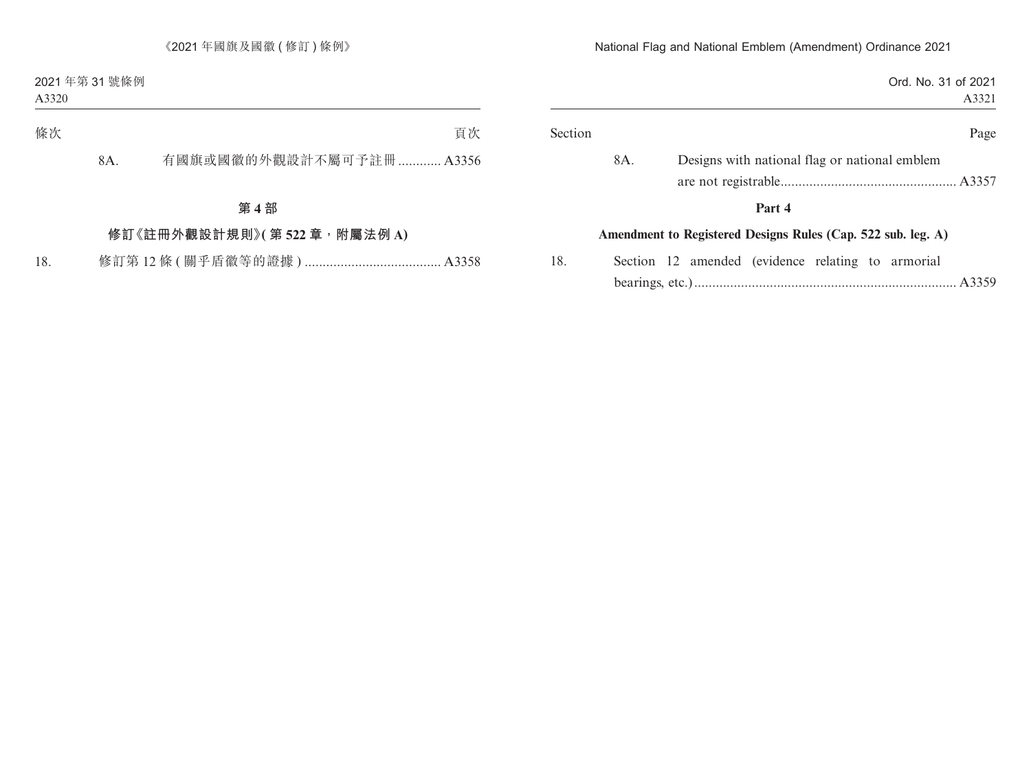| 條次 | | 頁次 |
|---|---|---|
| 8A. | 有國旗或國徽的外觀設計不屬可予註冊 | A3356 |

**第 4 部**

**修訂《註冊外觀設計規則》(第 522 章，附屬法例 A)**

| | | |
|---|---|---|
| 18. | 修訂第 12 條 (關乎盾徽等的證據) | A3358 |

| Section | | Page |
|---|---|---|
| 8A. | Designs with national flag or national emblem are not registrable | A3357 |

**Part 4**

**Amendment to Registered Designs Rules (Cap. 522 sub. leg. A)**

| | | |
|---|---|---|
| 18. | Section 12 amended (evidence relating to armorial bearings, etc.) | A3359 |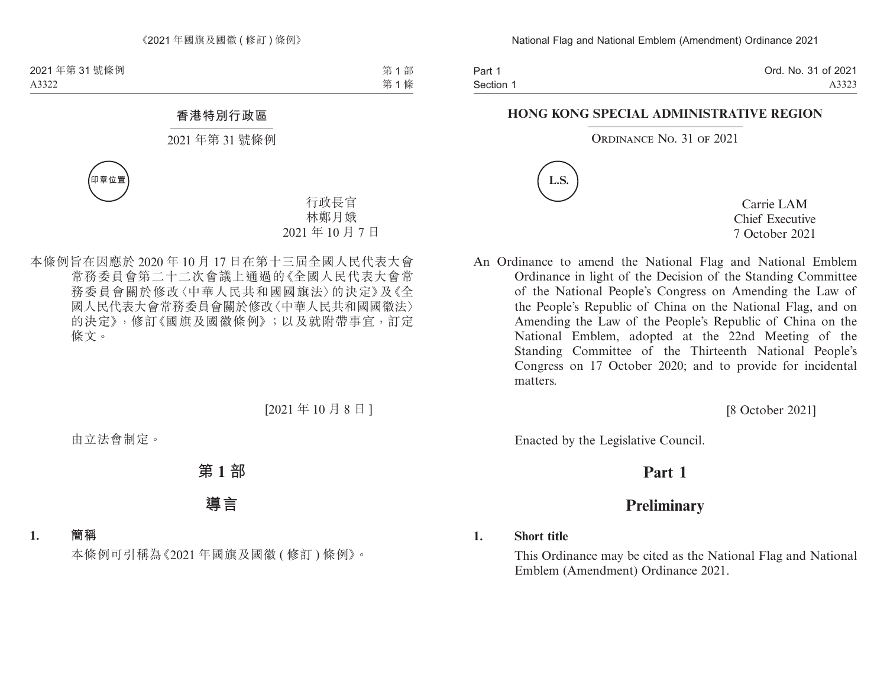# 香港特別行政區

2021 年第 31 號條例

印章位置

行政長官
林鄭月娥
2021 年 10 月 7 日

本條例旨在因應於 2020 年 10 月 17 日在第十三屆全國人民代表大會常務委員會第二十二次會議上通過的《全國人民代表大會常務委員會關於修改〈中華人民共和國國旗法〉的決定》及《全國人民代表大會常務委員會關於修改〈中華人民共和國國徽法〉的決定》，修訂《國旗及國徽條例》；以及就附帶事宜，訂定條文。

[2021 年 10 月 8 日]

由立法會制定。

## 第 1 部

## 導言

**1. 簡稱**

本條例可引稱為《2021 年國旗及國徽 ( 修訂 ) 條例》。

# HONG KONG SPECIAL ADMINISTRATIVE REGION

ORDINANCE NO. 31 OF 2021

L.S.

Carrie LAM
Chief Executive
7 October 2021

An Ordinance to amend the National Flag and National Emblem Ordinance in light of the Decision of the Standing Committee of the National People's Congress on Amending the Law of the People's Republic of China on the National Flag, and on Amending the Law of the People's Republic of China on the National Emblem, adopted at the 22nd Meeting of the Standing Committee of the Thirteenth National People's Congress on 17 October 2020; and to provide for incidental matters.

[8 October 2021]

Enacted by the Legislative Council.

## Part 1

## Preliminary

**1. Short title**

This Ordinance may be cited as the National Flag and National Emblem (Amendment) Ordinance 2021.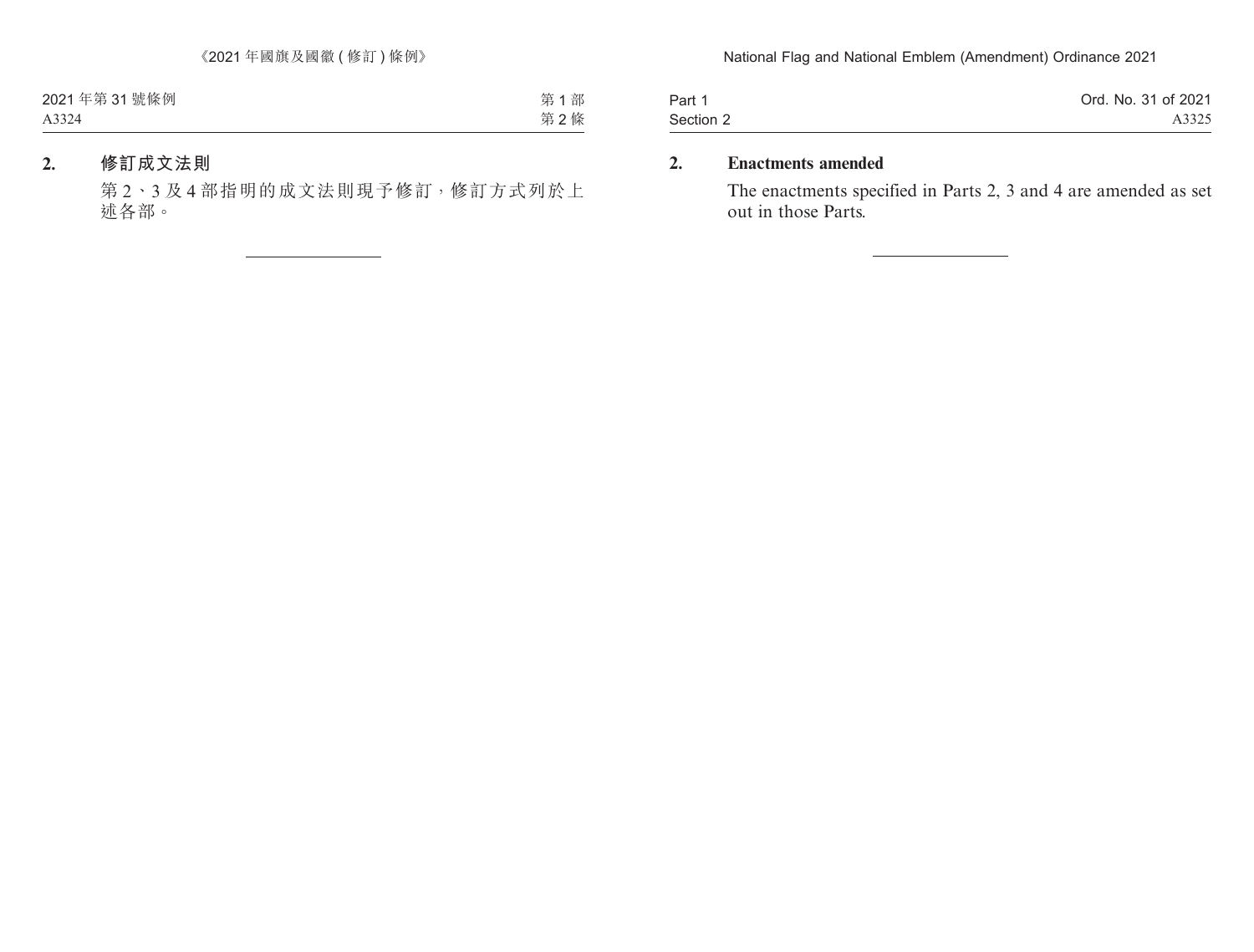## 2. 修訂成文法則

第 2、3 及 4 部指明的成文法則現予修訂，修訂方式列於上述各部。

## 2. Enactments amended

The enactments specified in Parts 2, 3 and 4 are amended as set out in those Parts.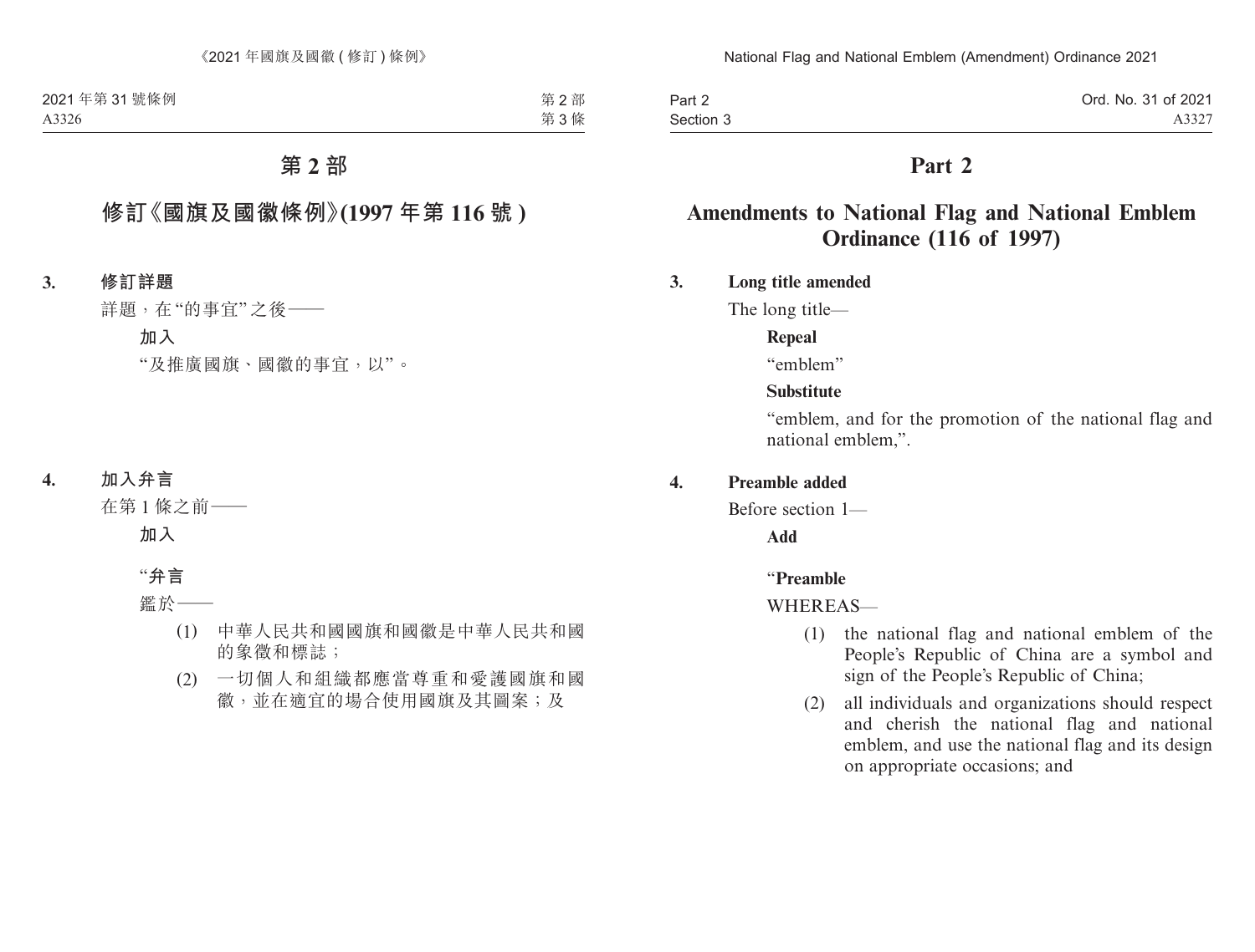# 第 2 部

## 修訂《國旗及國徽條例》(1997 年第 116 號)

**3. 修訂詳題**

詳題，在“的事宜”之後——

**加入**

“及推廣國旗、國徽的事宜，以”。

**4. 加入弁言**

在第 1 條之前——

**加入**

“**弁言**

鑑於——

(1) 中華人民共和國國旗和國徽是中華人民共和國的象徵和標誌；

(2) 一切個人和組織都應當尊重和愛護國旗和國徽，並在適宜的場合使用國旗及其圖案；及

# Part 2

## Amendments to National Flag and National Emblem Ordinance (116 of 1997)

**3. Long title amended**

The long title—

**Repeal**

“emblem”

**Substitute**

“emblem, and for the promotion of the national flag and national emblem,”.

**4. Preamble added**

Before section 1—

**Add**

“**Preamble**

WHEREAS—

(1) the national flag and national emblem of the People’s Republic of China are a symbol and sign of the People’s Republic of China;

(2) all individuals and organizations should respect and cherish the national flag and national emblem, and use the national flag and its design on appropriate occasions; and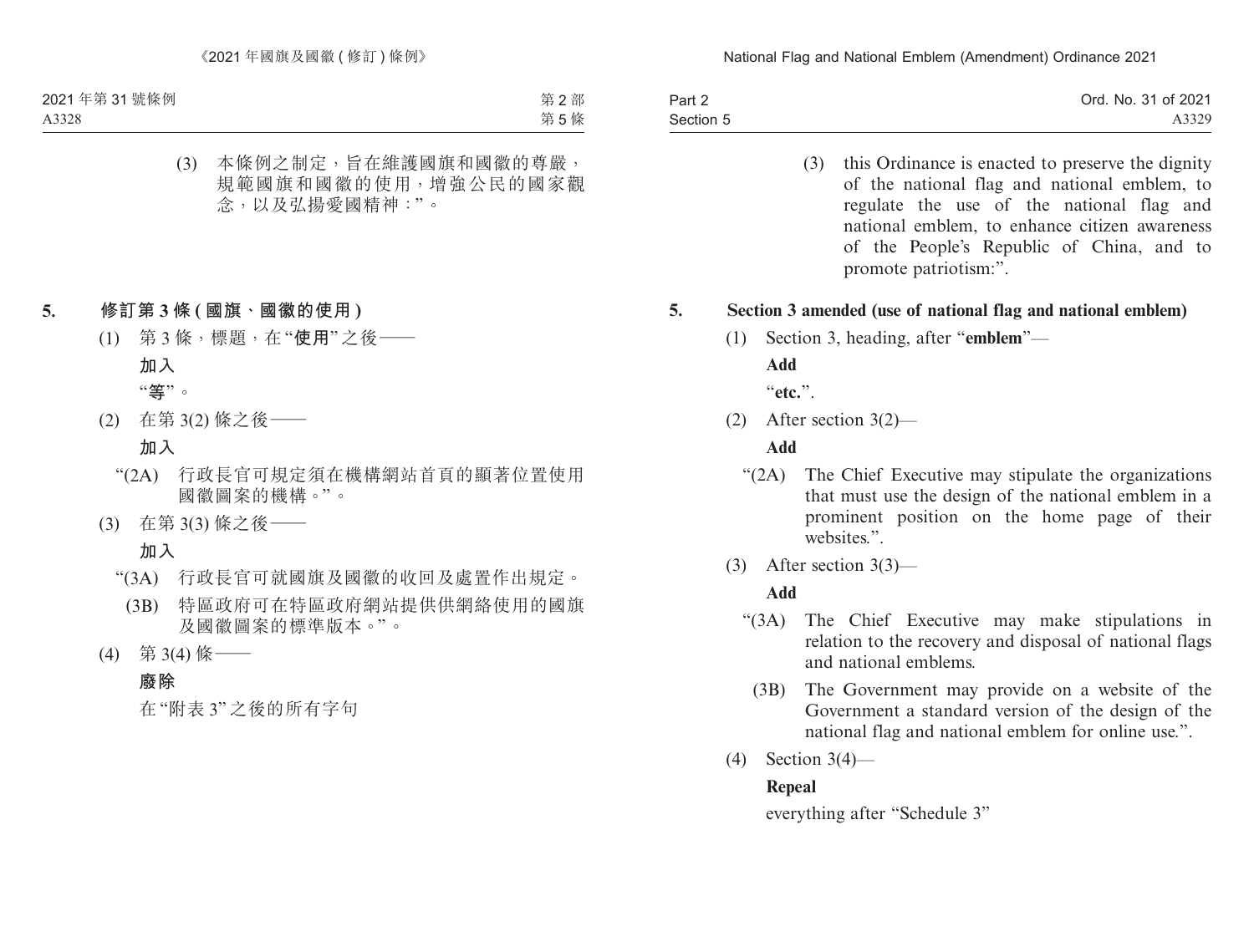(3) 本條例之制定，旨在維護國旗和國徽的尊嚴，規範國旗和國徽的使用，增強公民的國家觀念，以及弘揚愛國精神：”。

**5. 修訂第 3 條 (國旗、國徽的使用)**

(1) 第 3 條，標題，在 “**使用**” 之後——

**加入**

“**等**”。

(2) 在第 3(2) 條之後——

**加入**

“(2A) 行政長官可規定須在機構網站首頁的顯著位置使用國徽圖案的機構。”。

(3) 在第 3(3) 條之後——

**加入**

“(3A) 行政長官可就國旗及國徽的收回及處置作出規定。

(3B) 特區政府可在特區政府網站提供供網絡使用的國旗及國徽圖案的標準版本。”。

(4) 第 3(4) 條——

**廢除**

在 “附表 3” 之後的所有字句

(3) this Ordinance is enacted to preserve the dignity of the national flag and national emblem, to regulate the use of the national flag and national emblem, to enhance citizen awareness of the People’s Republic of China, and to promote patriotism:”.

**5. Section 3 amended (use of national flag and national emblem)**

(1) Section 3, heading, after “**emblem**”—

**Add**

“**etc.**”.

(2) After section 3(2)—

**Add**

“(2A) The Chief Executive may stipulate the organizations that must use the design of the national emblem in a prominent position on the home page of their websites.”.

(3) After section 3(3)—

**Add**

“(3A) The Chief Executive may make stipulations in relation to the recovery and disposal of national flags and national emblems.

(3B) The Government may provide on a website of the Government a standard version of the design of the national flag and national emblem for online use.”.

(4) Section 3(4)—

**Repeal**

everything after “Schedule 3”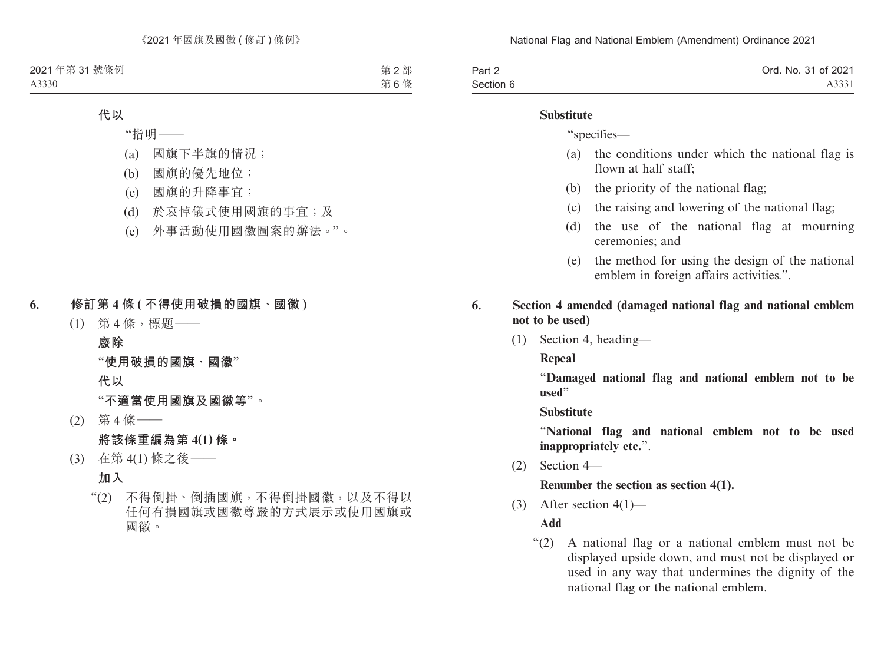**代以**

"指明——

(a) 國旗下半旗的情況；

(b) 國旗的優先地位；

(c) 國旗的升降事宜；

(d) 於哀悼儀式使用國旗的事宜；及

(e) 外事活動使用國徽圖案的辦法。"。

**6. 修訂第 4 條 (不得使用破損的國旗、國徽)**

(1) 第 4 條，標題——

**廢除**

"**使用破損的國旗、國徽**"

**代以**

"**不適當使用國旗及國徽等**"。

(2) 第 4 條——

**將該條重編為第 4(1) 條。**

(3) 在第 4(1) 條之後——

**加入**

"(2) 不得倒掛、倒插國旗，不得倒掛國徽，以及不得以任何有損國旗或國徽尊嚴的方式展示或使用國旗或國徽。

**Substitute**

"specifies—

(a) the conditions under which the national flag is flown at half staff;

(b) the priority of the national flag;

(c) the raising and lowering of the national flag;

(d) the use of the national flag at mourning ceremonies; and

(e) the method for using the design of the national emblem in foreign affairs activities.".

**6. Section 4 amended (damaged national flag and national emblem not to be used)**

(1) Section 4, heading—

**Repeal**

"**Damaged national flag and national emblem not to be used**"

**Substitute**

"**National flag and national emblem not to be used inappropriately etc.**".

(2) Section 4—

**Renumber the section as section 4(1).**

(3) After section 4(1)—

**Add**

"(2) A national flag or a national emblem must not be displayed upside down, and must not be displayed or used in any way that undermines the dignity of the national flag or the national emblem.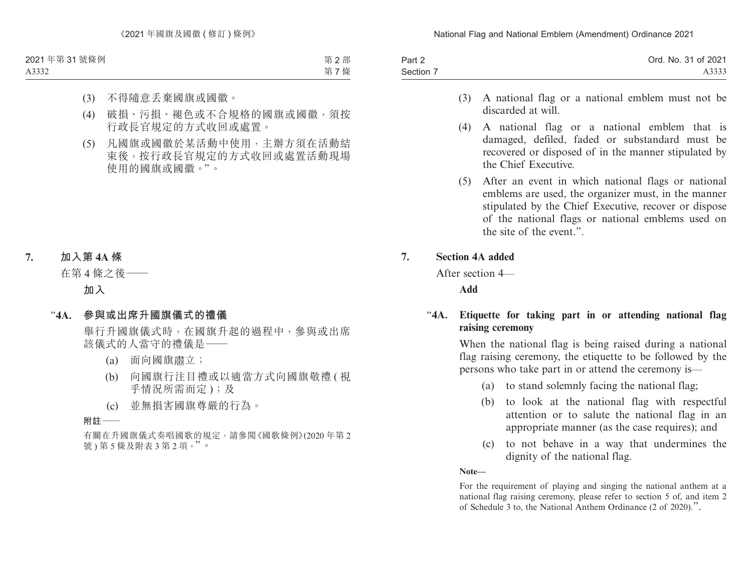(3) 不得隨意丟棄國旗或國徽。

(4) 破損、污損、褪色或不合規格的國旗或國徽，須按行政長官規定的方式收回或處置。

(5) 凡國旗或國徽於某活動中使用，主辦方須在活動結束後，按行政長官規定的方式收回或處置活動現場使用的國旗或國徽。”。

## 7. 加入第 4A 條

在第 4 條之後——

**加入**

### “4A. 參與或出席升國旗儀式的禮儀

舉行升國旗儀式時，在國旗升起的過程中，參與或出席該儀式的人當守的禮儀是——

(a) 面向國旗肅立；

(b) 向國旗行注目禮或以適當方式向國旗敬禮 ( 視乎情況所需而定 )；及

(c) 並無損害國旗尊嚴的行為。

**附註——**

有關在升國旗儀式奏唱國歌的規定，請參閱《國歌條例》(2020 年第 2 號 ) 第 5 條及附表 3 第 2 項。”。

---

(3) A national flag or a national emblem must not be discarded at will.

(4) A national flag or a national emblem that is damaged, defiled, faded or substandard must be recovered or disposed of in the manner stipulated by the Chief Executive.

(5) After an event in which national flags or national emblems are used, the organizer must, in the manner stipulated by the Chief Executive, recover or dispose of the national flags or national emblems used on the site of the event.”.

## 7. Section 4A added

After section 4—

**Add**

### “4A. Etiquette for taking part in or attending national flag raising ceremony

When the national flag is being raised during a national flag raising ceremony, the etiquette to be followed by the persons who take part in or attend the ceremony is—

(a) to stand solemnly facing the national flag;

(b) to look at the national flag with respectful attention or to salute the national flag in an appropriate manner (as the case requires); and

(c) to not behave in a way that undermines the dignity of the national flag.

**Note—**

For the requirement of playing and singing the national anthem at a national flag raising ceremony, please refer to section 5 of, and item 2 of Schedule 3 to, the National Anthem Ordinance (2 of 2020).”.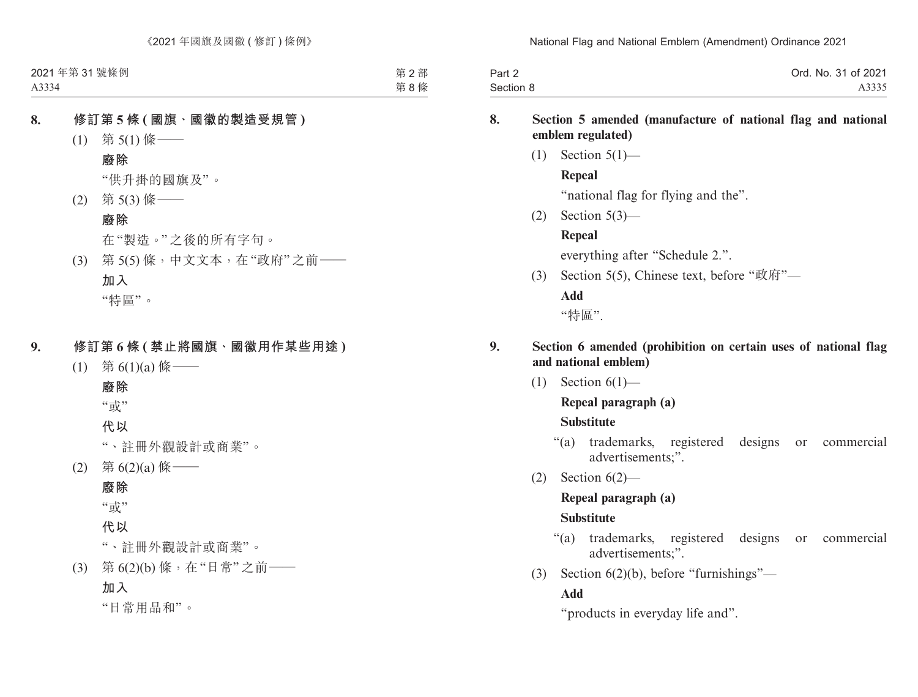**8. 修訂第 5 條 (國旗、國徽的製造受規管)**

(1) 第 5(1) 條——

**廢除**

"供升掛的國旗及"。

(2) 第 5(3) 條——

**廢除**

在"製造。"之後的所有字句。

(3) 第 5(5) 條，中文文本，在"政府"之前——

**加入**

"特區"。

**9. 修訂第 6 條 (禁止將國旗、國徽用作某些用途)**

(1) 第 6(1)(a) 條——

**廢除**

"或"

**代以**

"、註冊外觀設計或商業"。

(2) 第 6(2)(a) 條——

**廢除**

"或"

**代以**

"、註冊外觀設計或商業"。

(3) 第 6(2)(b) 條，在"日常"之前——

**加入**

"日常用品和"。

**8. Section 5 amended (manufacture of national flag and national emblem regulated)**

(1) Section 5(1)—

**Repeal**

"national flag for flying and the".

(2) Section 5(3)—

**Repeal**

everything after "Schedule 2.".

(3) Section 5(5), Chinese text, before "政府"—

**Add**

"特區".

**9. Section 6 amended (prohibition on certain uses of national flag and national emblem)**

(1) Section 6(1)—

**Repeal paragraph (a)**

**Substitute**

"(a) trademarks, registered designs or commercial advertisements;".

(2) Section 6(2)—

**Repeal paragraph (a)**

**Substitute**

"(a) trademarks, registered designs or commercial advertisements;".

(3) Section 6(2)(b), before "furnishings"—

**Add**

"products in everyday life and".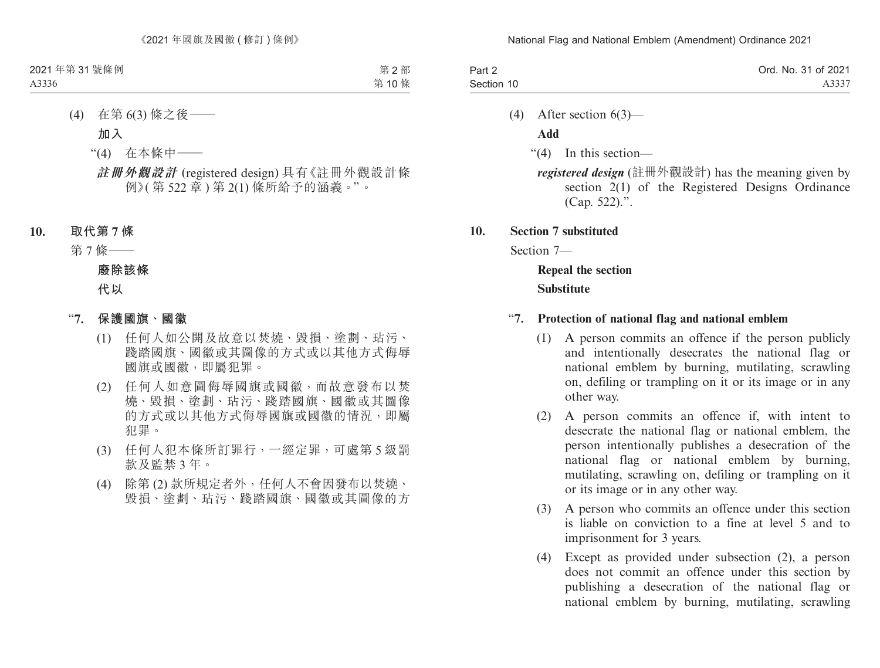(4) 在第 6(3) 條之後——

**加入**

"(4) 在本條中——

***註冊外觀設計*** (registered design) 具有《註冊外觀設計條例》(第 522 章) 第 2(1) 條所給予的涵義。"。

**10. 取代第 7 條**

第 7 條——

**廢除該條**

**代以**

"**7. 保護國旗、國徽**

(1) 任何人如公開及故意以焚燒、毀損、塗劃、玷污、踐踏國旗、國徽或其圖像的方式或以其他方式侮辱國旗或國徽，即屬犯罪。

(2) 任何人如意圖侮辱國旗或國徽，而故意發布以焚燒、毀損、塗劃、玷污、踐踏國旗、國徽或其圖像的方式或以其他方式侮辱國旗或國徽的情況，即屬犯罪。

(3) 任何人犯本條所訂罪行，一經定罪，可處第 5 級罰款及監禁 3 年。

(4) 除第 (2) 款所規定者外，任何人不會因發布以焚燒、毀損、塗劃、玷污、踐踏國旗、國徽或其圖像的方

(4) After section 6(3)—

**Add**

"(4) In this section—

***registered design*** (註冊外觀設計) has the meaning given by section 2(1) of the Registered Designs Ordinance (Cap. 522).".

**10. Section 7 substituted**

Section 7—

**Repeal the section**

**Substitute**

"**7. Protection of national flag and national emblem**

(1) A person commits an offence if the person publicly and intentionally desecrates the national flag or national emblem by burning, mutilating, scrawling on, defiling or trampling on it or its image or in any other way.

(2) A person commits an offence if, with intent to desecrate the national flag or national emblem, the person intentionally publishes a desecration of the national flag or national emblem by burning, mutilating, scrawling on, defiling or trampling on it or its image or in any other way.

(3) A person who commits an offence under this section is liable on conviction to a fine at level 5 and to imprisonment for 3 years.

(4) Except as provided under subsection (2), a person does not commit an offence under this section by publishing a desecration of the national flag or national emblem by burning, mutilating, scrawling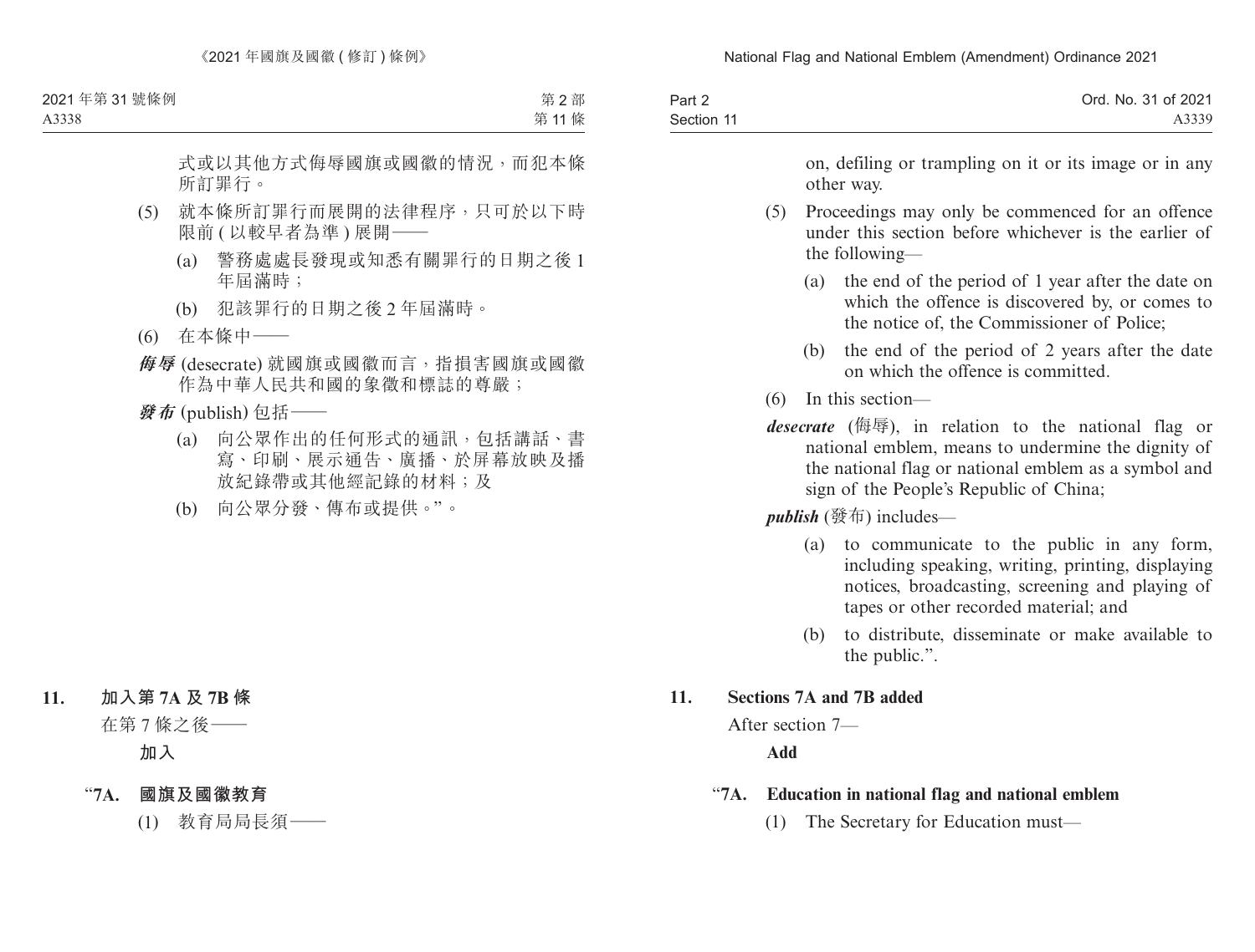式或以其他方式侮辱國旗或國徽的情況，而犯本條所訂罪行。

(5) 就本條所訂罪行而展開的法律程序，只可於以下時限前 (以較早者為準) 展開——

(a) 警務處處長發現或知悉有關罪行的日期之後 1 年屆滿時；

(b) 犯該罪行的日期之後 2 年屆滿時。

(6) 在本條中——

***侮辱*** (desecrate) 就國旗或國徽而言，指損害國旗或國徽作為中華人民共和國的象徵和標誌的尊嚴；

***發布*** (publish) 包括——

(a) 向公眾作出的任何形式的通訊，包括講話、書寫、印刷、展示通告、廣播、於屏幕放映及播放紀錄帶或其他經記錄的材料；及

(b) 向公眾分發、傳布或提供。”。

**11. 加入第 7A 及 7B 條**

在第 7 條之後——

**加入**

**“7A. 國旗及國徽教育**

(1) 教育局局長須——

on, defiling or trampling on it or its image or in any other way.

(5) Proceedings may only be commenced for an offence under this section before whichever is the earlier of the following—

(a) the end of the period of 1 year after the date on which the offence is discovered by, or comes to the notice of, the Commissioner of Police;

(b) the end of the period of 2 years after the date on which the offence is committed.

(6) In this section—

***desecrate*** (侮辱), in relation to the national flag or national emblem, means to undermine the dignity of the national flag or national emblem as a symbol and sign of the People's Republic of China;

***publish*** (發布) includes—

(a) to communicate to the public in any form, including speaking, writing, printing, displaying notices, broadcasting, screening and playing of tapes or other recorded material; and

(b) to distribute, disseminate or make available to the public.”.

**11. Sections 7A and 7B added**

After section 7—

**Add**

**“7A. Education in national flag and national emblem**

(1) The Secretary for Education must—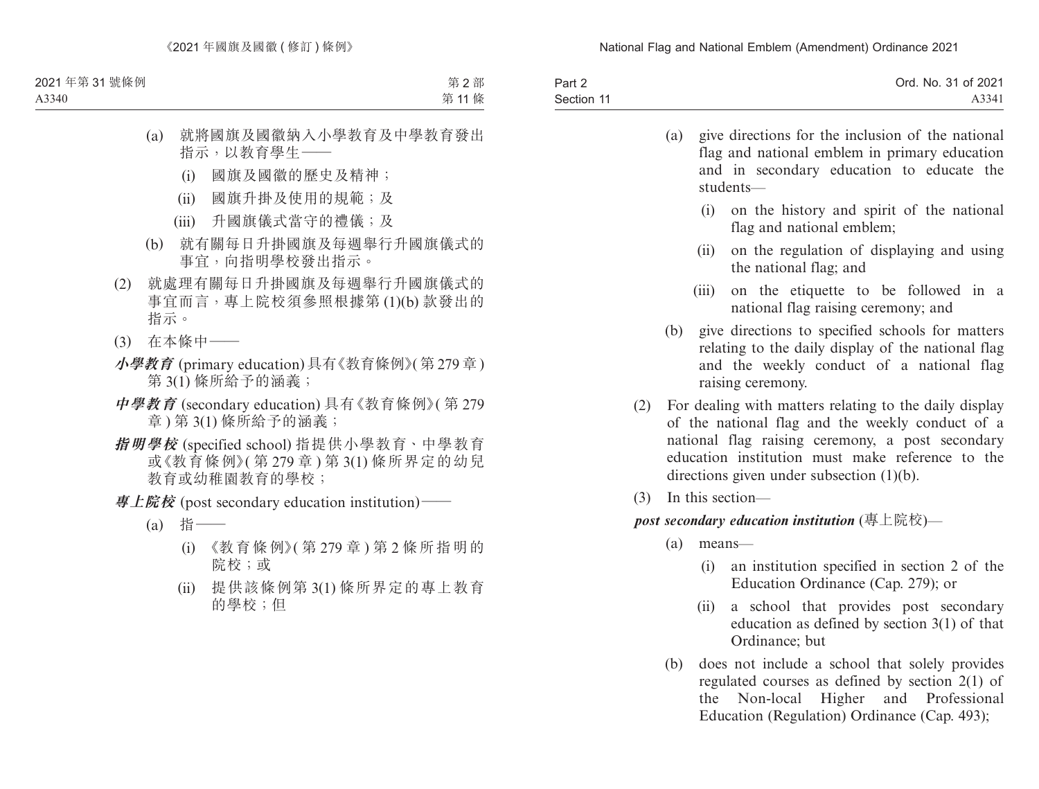(a) 就將國旗及國徽納入小學教育及中學教育發出指示，以教育學生——

(i) 國旗及國徽的歷史及精神；

(ii) 國旗升掛及使用的規範；及

(iii) 升國旗儀式當守的禮儀；及

(b) 就有關每日升掛國旗及每週舉行升國旗儀式的事宜，向指明學校發出指示。

(2) 就處理有關每日升掛國旗及每週舉行升國旗儀式的事宜而言，專上院校須參照根據第 (1)(b) 款發出的指示。

(3) 在本條中——

***小學教育*** (primary education) 具有《教育條例》(第 279 章) 第 3(1) 條所給予的涵義；

***中學教育*** (secondary education) 具有《教育條例》(第 279 章) 第 3(1) 條所給予的涵義；

***指明學校*** (specified school) 指提供小學教育、中學教育或《教育條例》(第 279 章) 第 3(1) 條所界定的幼兒教育或幼稚園教育的學校；

***專上院校*** (post secondary education institution)——

(a) 指——

(i) 《教育條例》(第 279 章) 第 2 條所指明的院校；或

(ii) 提供該條例第 3(1) 條所界定的專上教育的學校；但

(a) give directions for the inclusion of the national flag and national emblem in primary education and in secondary education to educate the students—

(i) on the history and spirit of the national flag and national emblem;

(ii) on the regulation of displaying and using the national flag; and

(iii) on the etiquette to be followed in a national flag raising ceremony; and

(b) give directions to specified schools for matters relating to the daily display of the national flag and the weekly conduct of a national flag raising ceremony.

(2) For dealing with matters relating to the daily display of the national flag and the weekly conduct of a national flag raising ceremony, a post secondary education institution must make reference to the directions given under subsection (1)(b).

(3) In this section—

***post secondary education institution*** (專上院校)—

(a) means—

(i) an institution specified in section 2 of the Education Ordinance (Cap. 279); or

(ii) a school that provides post secondary education as defined by section 3(1) of that Ordinance; but

(b) does not include a school that solely provides regulated courses as defined by section 2(1) of the Non-local Higher and Professional Education (Regulation) Ordinance (Cap. 493);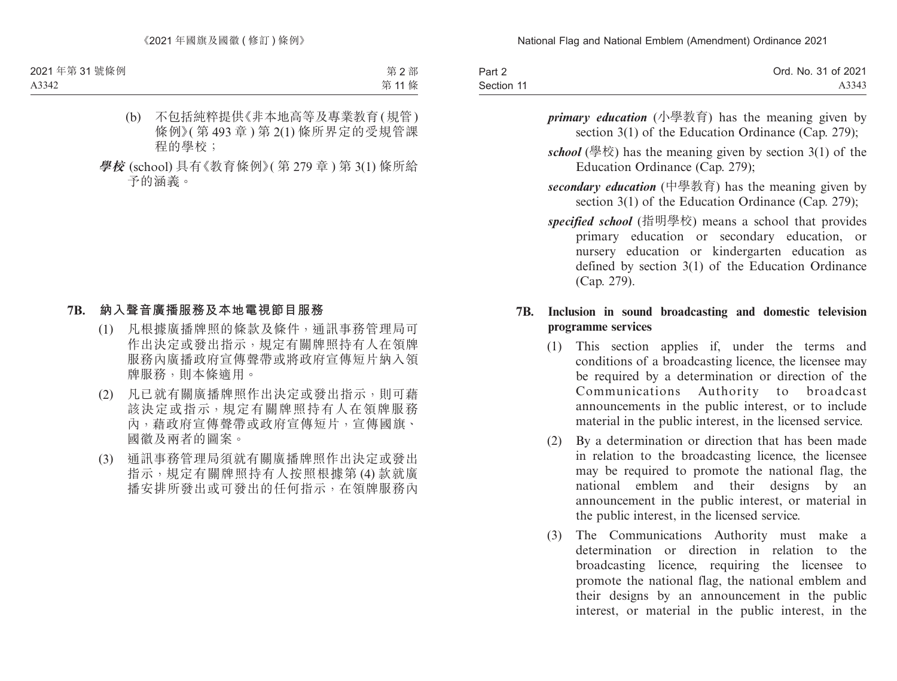(b) 不包括純粹提供《非本地高等及專業教育(規管)條例》(第 493 章)第 2(1) 條所界定的受規管課程的學校;

***學校*** (school) 具有《教育條例》(第 279 章)第 3(1) 條所給予的涵義。

**7B. 納入聲音廣播服務及本地電視節目服務**

(1) 凡根據廣播牌照的條款及條件,通訊事務管理局可作出決定或發出指示,規定有關牌照持有人在領牌服務內廣播政府宣傳聲帶或將政府宣傳短片納入領牌服務,則本條適用。

(2) 凡已就有關廣播牌照作出決定或發出指示,則可藉該決定或指示,規定有關牌照持有人在領牌服務內,藉政府宣傳聲帶或政府宣傳短片,宣傳國旗、國徽及兩者的圖案。

(3) 通訊事務管理局須就有關廣播牌照作出決定或發出指示,規定有關牌照持有人按照根據第 (4) 款就廣播安排所發出或可發出的任何指示,在領牌服務內

***primary education*** (小學教育) has the meaning given by section 3(1) of the Education Ordinance (Cap. 279);

***school*** (學校) has the meaning given by section 3(1) of the Education Ordinance (Cap. 279);

***secondary education*** (中學教育) has the meaning given by section 3(1) of the Education Ordinance (Cap. 279);

***specified school*** (指明學校) means a school that provides primary education or secondary education, or nursery education or kindergarten education as defined by section 3(1) of the Education Ordinance (Cap. 279).

**7B. Inclusion in sound broadcasting and domestic television programme services**

(1) This section applies if, under the terms and conditions of a broadcasting licence, the licensee may be required by a determination or direction of the Communications Authority to broadcast announcements in the public interest, or to include material in the public interest, in the licensed service.

(2) By a determination or direction that has been made in relation to the broadcasting licence, the licensee may be required to promote the national flag, the national emblem and their designs by an announcement in the public interest, or material in the public interest, in the licensed service.

(3) The Communications Authority must make a determination or direction in relation to the broadcasting licence, requiring the licensee to promote the national flag, the national emblem and their designs by an announcement in the public interest, or material in the public interest, in the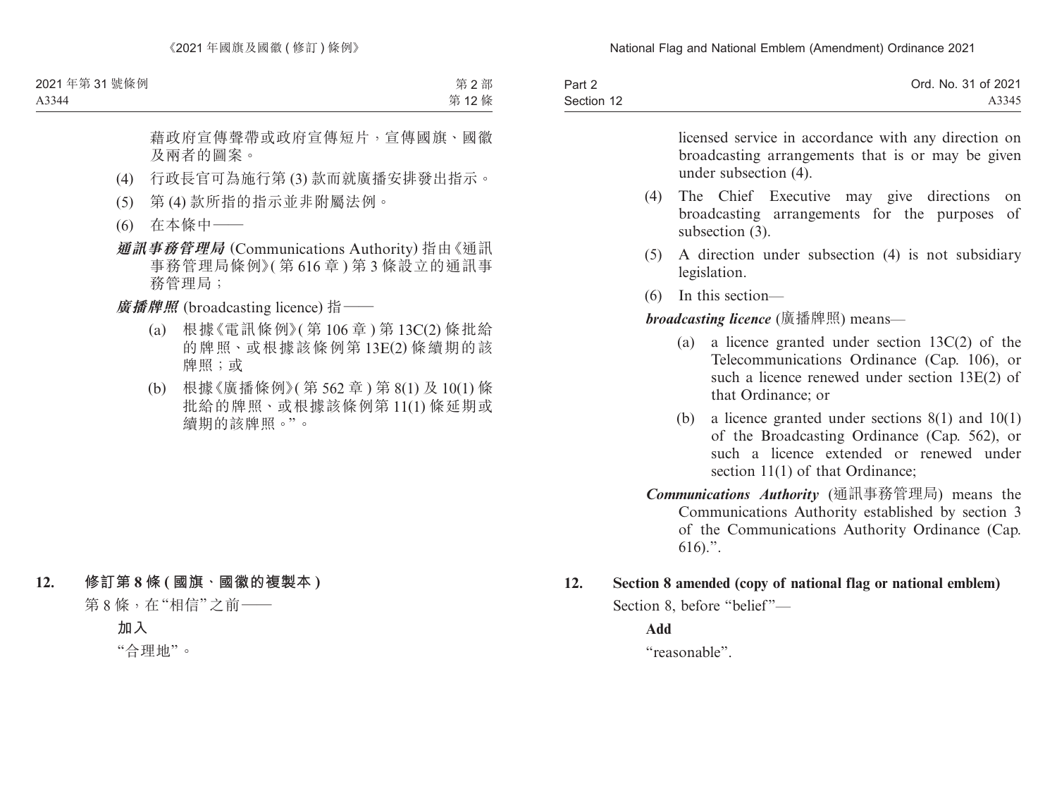藉政府宣傳聲帶或政府宣傳短片，宣傳國旗、國徽及兩者的圖案。

(4) 行政長官可為施行第 (3) 款而就廣播安排發出指示。

(5) 第 (4) 款所指的指示並非附屬法例。

(6) 在本條中——

***通訊事務管理局*** (Communications Authority) 指由《通訊事務管理局條例》(第 616 章 ) 第 3 條設立的通訊事務管理局；

***廣播牌照*** (broadcasting licence) 指——

(a) 根據《電訊條例》(第 106 章 ) 第 13C(2) 條批給的牌照、或根據該條例第 13E(2) 條續期的該牌照；或

(b) 根據《廣播條例》(第 562 章 ) 第 8(1) 及 10(1) 條批給的牌照、或根據該條例第 11(1) 條延期或續期的該牌照。”。

## 12. 修訂第 8 條 (國旗、國徽的複製本 )

第 8 條，在“相信”之前——

**加入**

“合理地”。

licensed service in accordance with any direction on broadcasting arrangements that is or may be given under subsection (4).

(4) The Chief Executive may give directions on broadcasting arrangements for the purposes of subsection (3).

(5) A direction under subsection (4) is not subsidiary legislation.

(6) In this section—

***broadcasting licence*** (廣播牌照) means—

(a) a licence granted under section 13C(2) of the Telecommunications Ordinance (Cap. 106), or such a licence renewed under section 13E(2) of that Ordinance; or

(b) a licence granted under sections 8(1) and 10(1) of the Broadcasting Ordinance (Cap. 562), or such a licence extended or renewed under section 11(1) of that Ordinance;

***Communications Authority*** (通訊事務管理局) means the Communications Authority established by section 3 of the Communications Authority Ordinance (Cap. 616).”.

## 12. Section 8 amended (copy of national flag or national emblem)

Section 8, before “belief”—

**Add**

“reasonable”.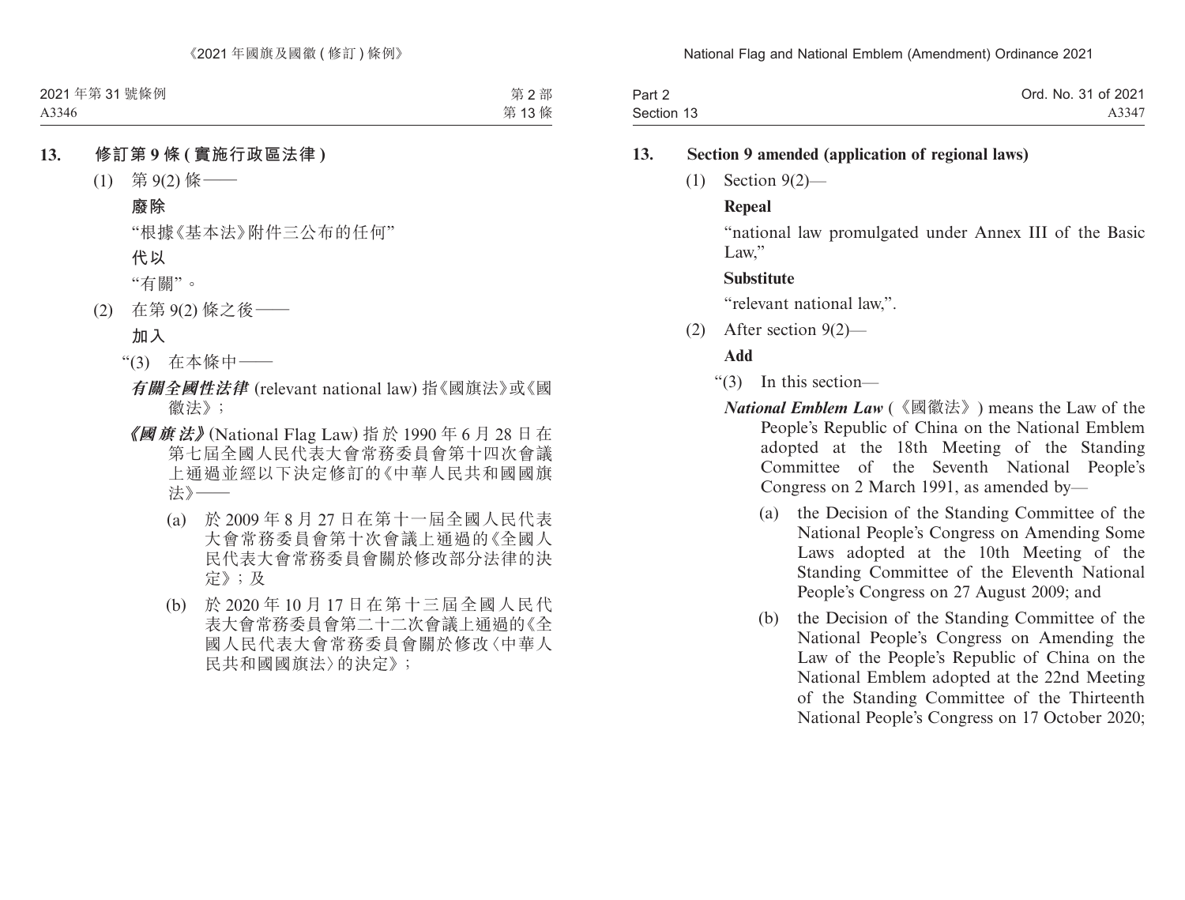**13. 修訂第 9 條 (實施行政區法律)**

(1) 第 9(2) 條——

**廢除**

"根據《基本法》附件三公布的任何"

**代以**

"有關"。

(2) 在第 9(2) 條之後——

**加入**

"(3) 在本條中——

***有關全國性法律*** (relevant national law) 指《國旗法》或《國徽法》;

***《國旗法》*** (National Flag Law) 指於 1990 年 6 月 28 日在第七屆全國人民代表大會常務委員會第十四次會議上通過並經以下決定修訂的《中華人民共和國國旗法》——

(a) 於 2009 年 8 月 27 日在第十一屆全國人民代表大會常務委員會第十次會議上通過的《全國人民代表大會常務委員會關於修改部分法律的決定》; 及

(b) 於 2020 年 10 月 17 日在第十三屆全國人民代表大會常務委員會第二十二次會議上通過的《全國人民代表大會常務委員會關於修改〈中華人民共和國國旗法〉的決定》;

**13. Section 9 amended (application of regional laws)**

(1) Section 9(2)—

**Repeal**

"national law promulgated under Annex III of the Basic Law,"

**Substitute**

"relevant national law,".

(2) After section 9(2)—

**Add**

"(3) In this section—

***National Emblem Law*** (《國徽法》) means the Law of the People's Republic of China on the National Emblem adopted at the 18th Meeting of the Standing Committee of the Seventh National People's Congress on 2 March 1991, as amended by—

(a) the Decision of the Standing Committee of the National People's Congress on Amending Some Laws adopted at the 10th Meeting of the Standing Committee of the Eleventh National People's Congress on 27 August 2009; and

(b) the Decision of the Standing Committee of the National People's Congress on Amending the Law of the People's Republic of China on the National Emblem adopted at the 22nd Meeting of the Standing Committee of the Thirteenth National People's Congress on 17 October 2020;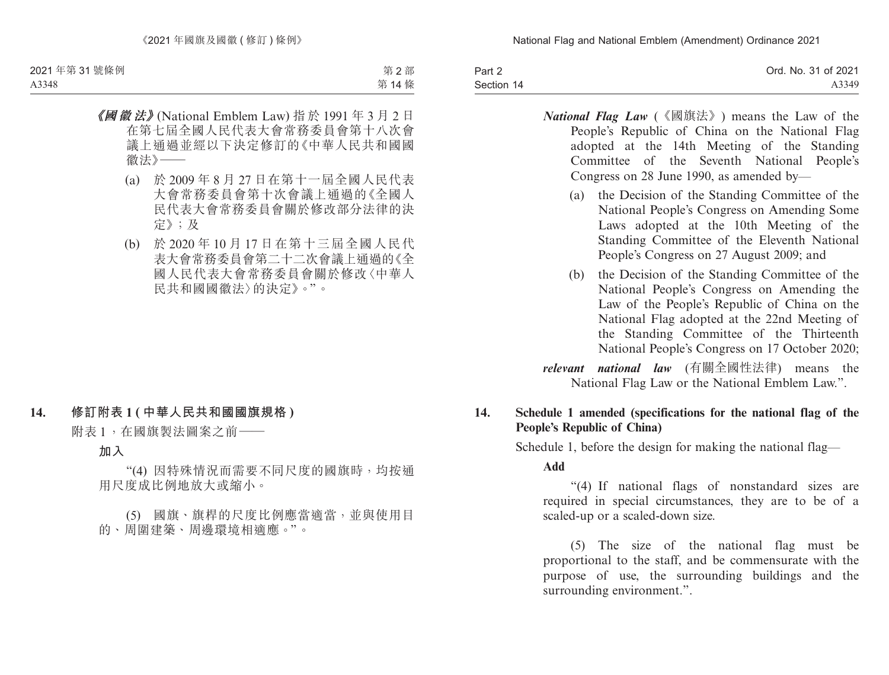*《國徽法》*(National Emblem Law) 指於 1991 年 3 月 2 日在第七屆全國人民代表大會常務委員會第十八次會議上通過並經以下決定修訂的《中華人民共和國國徽法》——

(a) 於 2009 年 8 月 27 日在第十一屆全國人民代表大會常務委員會第十次會議上通過的《全國人民代表大會常務委員會關於修改部分法律的決定》；及

(b) 於 2020 年 10 月 17 日在第十三屆全國人民代表大會常務委員會第二十二次會議上通過的《全國人民代表大會常務委員會關於修改〈中華人民共和國國徽法〉的決定》。”。

**14. 修訂附表 1 (中華人民共和國國旗規格)**

附表 1，在國旗製法圖案之前——

**加入**

“(4) 因特殊情況而需要不同尺度的國旗時，均按通用尺度成比例地放大或縮小。

(5) 國旗、旗桿的尺度比例應當適當，並與使用目的、周圍建築、周邊環境相適應。”。

***National Flag Law*** (《國旗法》) means the Law of the People's Republic of China on the National Flag adopted at the 14th Meeting of the Standing Committee of the Seventh National People's Congress on 28 June 1990, as amended by—

(a) the Decision of the Standing Committee of the National People's Congress on Amending Some Laws adopted at the 10th Meeting of the Standing Committee of the Eleventh National People's Congress on 27 August 2009; and

(b) the Decision of the Standing Committee of the National People's Congress on Amending the Law of the People's Republic of China on the National Flag adopted at the 22nd Meeting of the Standing Committee of the Thirteenth National People's Congress on 17 October 2020;

***relevant national law*** (有關全國性法律) means the National Flag Law or the National Emblem Law.".

**14. Schedule 1 amended (specifications for the national flag of the People's Republic of China)**

Schedule 1, before the design for making the national flag—

**Add**

"(4) If national flags of nonstandard sizes are required in special circumstances, they are to be of a scaled-up or a scaled-down size.

(5) The size of the national flag must be proportional to the staff, and be commensurate with the purpose of use, the surrounding buildings and the surrounding environment.".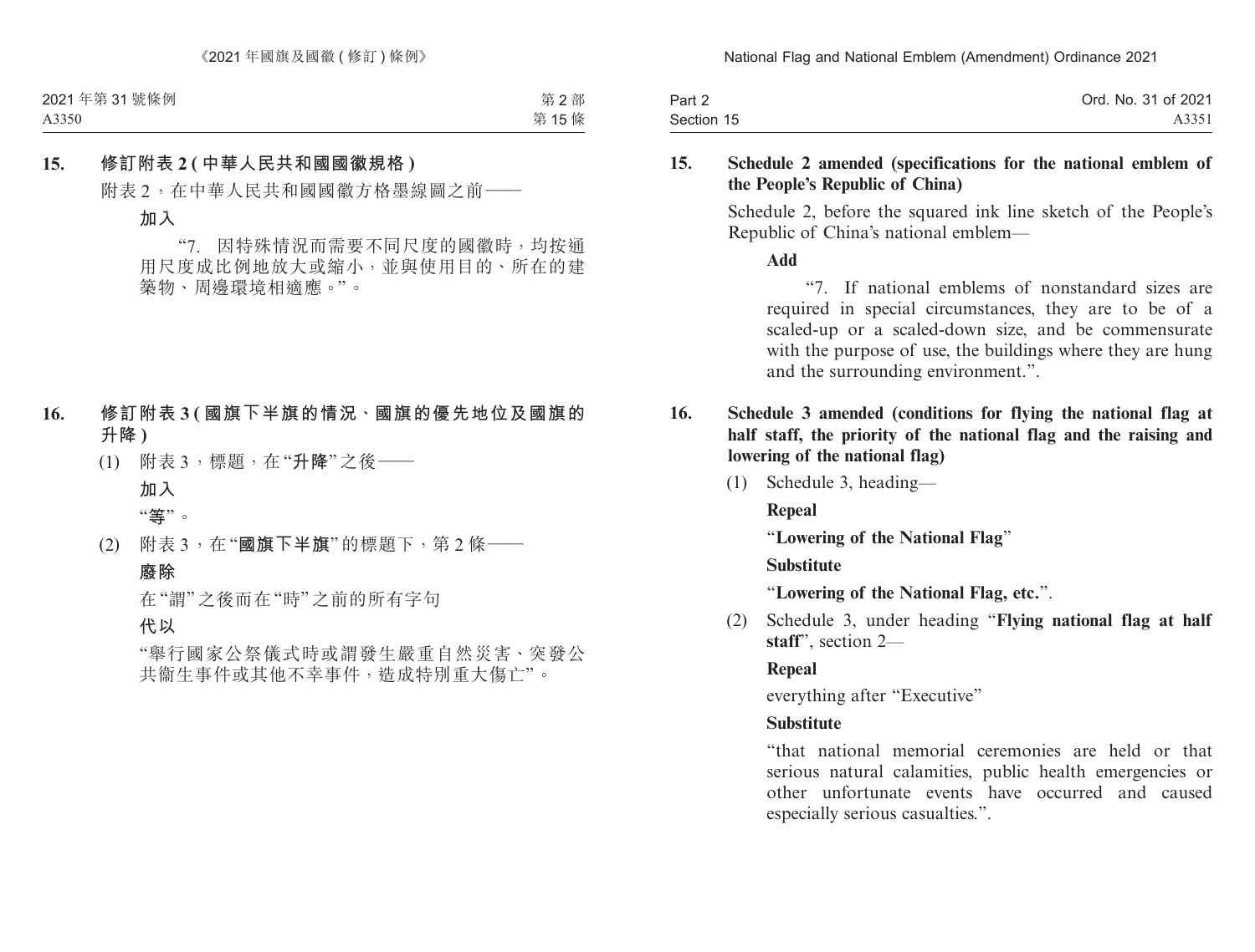**15. 修訂附表 2 (中華人民共和國國徽規格)**

附表 2，在中華人民共和國國徽方格墨線圖之前——

**加入**

"7. 因特殊情況而需要不同尺度的國徽時，均按通用尺度成比例地放大或縮小，並與使用目的、所在的建築物、周邊環境相適應。"。

**16. 修訂附表 3 (國旗下半旗的情況、國旗的優先地位及國旗的升降)**

(1) 附表 3，標題，在 "**升降**" 之後——

**加入**

"**等**"。

(2) 附表 3，在 "**國旗下半旗**" 的標題下，第 2 條——

**廢除**

在 "謂" 之後而在 "時" 之前的所有字句

**代以**

"舉行國家公祭儀式時或謂發生嚴重自然災害、突發公共衛生事件或其他不幸事件，造成特別重大傷亡"。

**15. Schedule 2 amended (specifications for the national emblem of the People's Republic of China)**

Schedule 2, before the squared ink line sketch of the People's Republic of China's national emblem—

**Add**

"7. If national emblems of nonstandard sizes are required in special circumstances, they are to be of a scaled-up or a scaled-down size, and be commensurate with the purpose of use, the buildings where they are hung and the surrounding environment.".

**16. Schedule 3 amended (conditions for flying the national flag at half staff, the priority of the national flag and the raising and lowering of the national flag)**

(1) Schedule 3, heading—

**Repeal**

"**Lowering of the National Flag**"

**Substitute**

"**Lowering of the National Flag, etc.**".

(2) Schedule 3, under heading "**Flying national flag at half staff**", section 2—

**Repeal**

everything after "Executive"

**Substitute**

"that national memorial ceremonies are held or that serious natural calamities, public health emergencies or other unfortunate events have occurred and caused especially serious casualties.".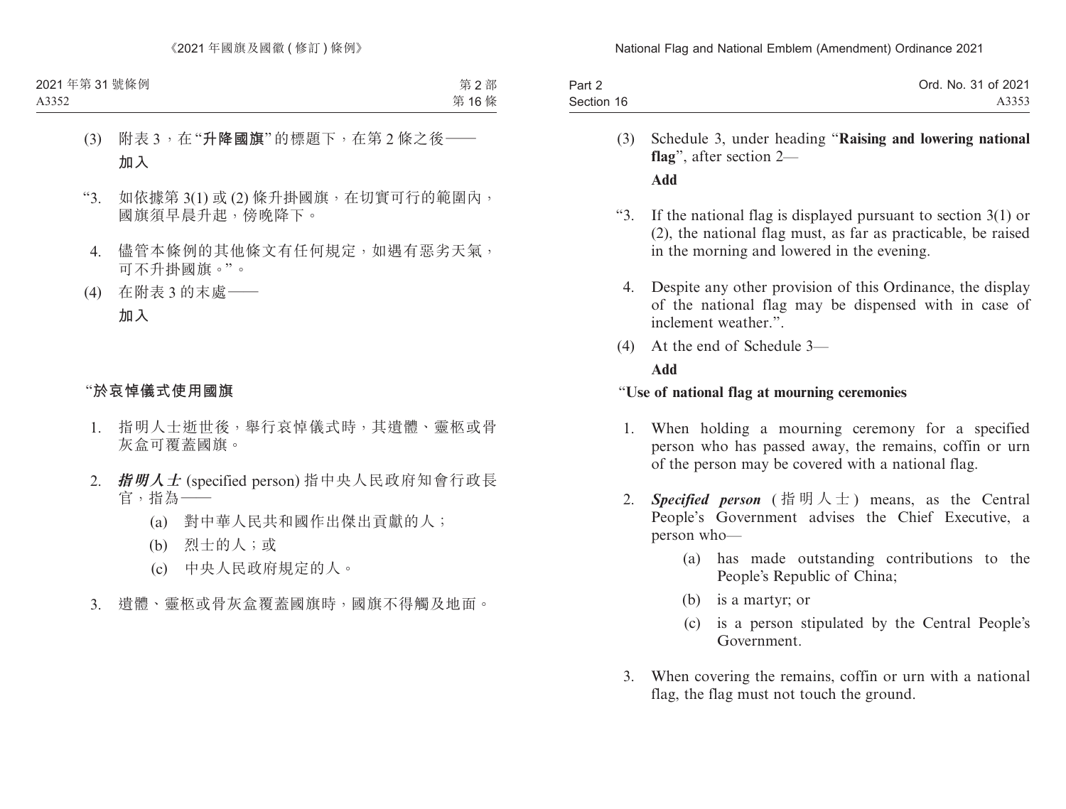(3) 附表 3，在“**升降國旗**”的標題下，在第 2 條之後——

**加入**

“3. 如依據第 3(1) 或 (2) 條升掛國旗，在切實可行的範圍內，國旗須早晨升起，傍晚降下。

4. 儘管本條例的其他條文有任何規定，如遇有惡劣天氣，可不升掛國旗。”。

(4) 在附表 3 的末處——

**加入**

“**於哀悼儀式使用國旗**

1. 指明人士逝世後，舉行哀悼儀式時，其遺體、靈柩或骨灰盒可覆蓋國旗。

2. ***指明人士*** (specified person) 指中央人民政府知會行政長官，指為——

    (a) 對中華人民共和國作出傑出貢獻的人；

    (b) 烈士的人；或

    (c) 中央人民政府規定的人。

3. 遺體、靈柩或骨灰盒覆蓋國旗時，國旗不得觸及地面。

(3) Schedule 3, under heading “**Raising and lowering national flag**”, after section 2—

**Add**

“3. If the national flag is displayed pursuant to section 3(1) or (2), the national flag must, as far as practicable, be raised in the morning and lowered in the evening.

4. Despite any other provision of this Ordinance, the display of the national flag may be dispensed with in case of inclement weather.”.

(4) At the end of Schedule 3—

**Add**

“**Use of national flag at mourning ceremonies**

1. When holding a mourning ceremony for a specified person who has passed away, the remains, coffin or urn of the person may be covered with a national flag.

2. ***Specified person*** (指明人士) means, as the Central People’s Government advises the Chief Executive, a person who—

    (a) has made outstanding contributions to the People’s Republic of China;

    (b) is a martyr; or

    (c) is a person stipulated by the Central People’s Government.

3. When covering the remains, coffin or urn with a national flag, the flag must not touch the ground.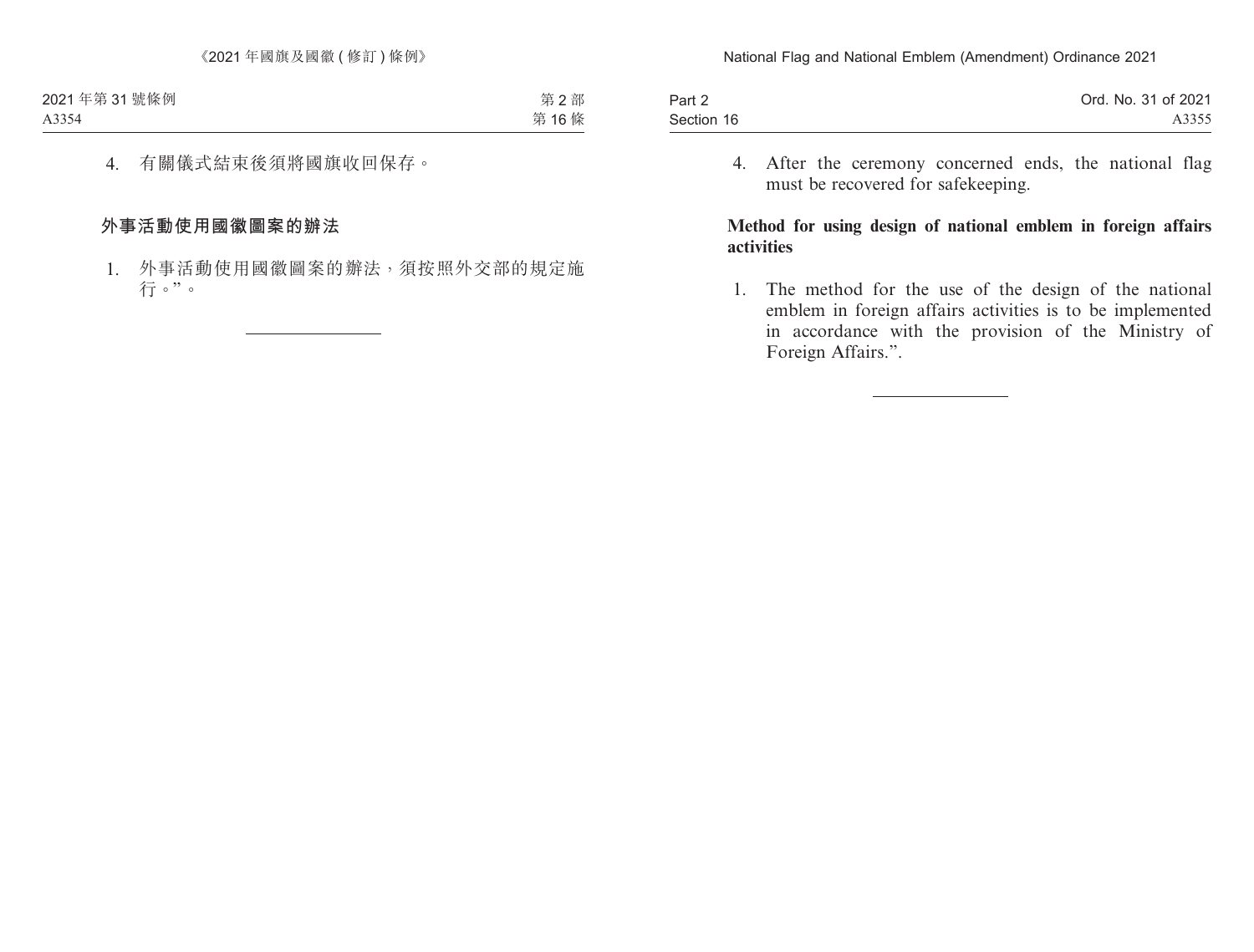4. 有關儀式結束後須將國旗收回保存。

**外事活動使用國徽圖案的辦法**

1. 外事活動使用國徽圖案的辦法，須按照外交部的規定施行。”。

---

4. After the ceremony concerned ends, the national flag must be recovered for safekeeping.

**Method for using design of national emblem in foreign affairs activities**

1. The method for the use of the design of the national emblem in foreign affairs activities is to be implemented in accordance with the provision of the Ministry of Foreign Affairs.”.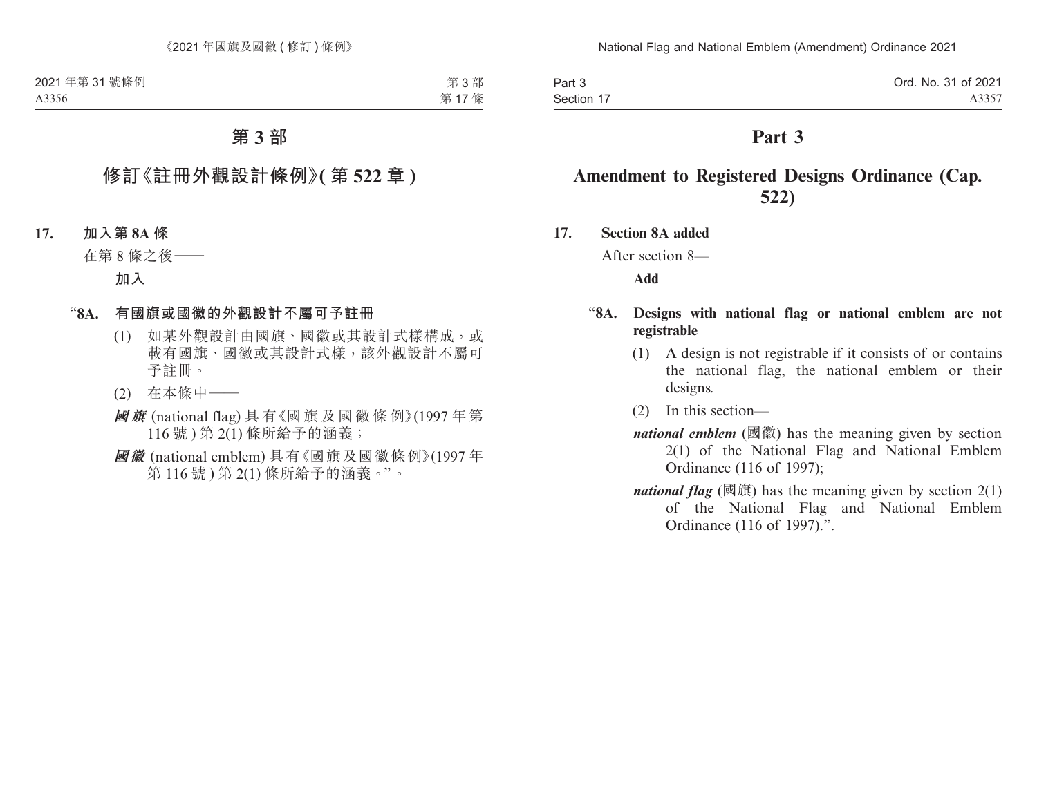# 第 3 部

## 修訂《註冊外觀設計條例》(第 522 章)

**17. 加入第 8A 條**

在第 8 條之後——

**加入**

"**8A. 有國旗或國徽的外觀設計不屬可予註冊**

(1) 如某外觀設計由國旗、國徽或其設計式樣構成，或載有國旗、國徽或其設計式樣，該外觀設計不屬可予註冊。

(2) 在本條中——

***國旗*** (national flag) 具有《國旗及國徽條例》(1997 年第 116 號) 第 2(1) 條所給予的涵義；

***國徽*** (national emblem) 具有《國旗及國徽條例》(1997 年第 116 號) 第 2(1) 條所給予的涵義。"。

# Part 3

## Amendment to Registered Designs Ordinance (Cap. 522)

**17. Section 8A added**

After section 8—

**Add**

"**8A. Designs with national flag or national emblem are not registrable**

(1) A design is not registrable if it consists of or contains the national flag, the national emblem or their designs.

(2) In this section—

***national emblem*** (國徽) has the meaning given by section 2(1) of the National Flag and National Emblem Ordinance (116 of 1997);

***national flag*** (國旗) has the meaning given by section 2(1) of the National Flag and National Emblem Ordinance (116 of 1997).".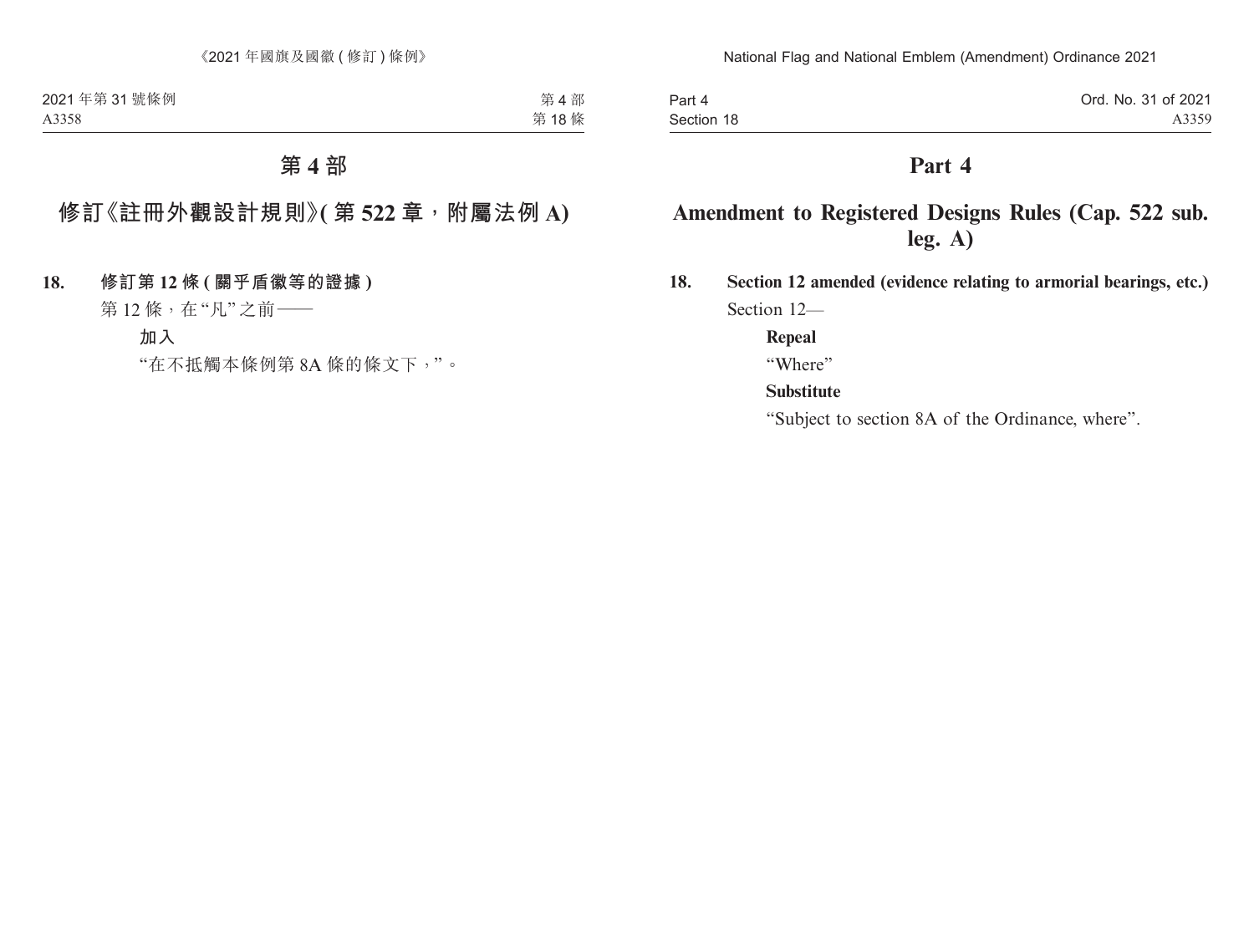# 第 4 部

## 修訂《註冊外觀設計規則》(第 522 章，附屬法例 A)

**18. 修訂第 12 條 (關乎盾徽等的證據)**

第 12 條，在“凡”之前——

**加入**

“在不抵觸本條例第 8A 條的條文下，”。

# Part 4

## Amendment to Registered Designs Rules (Cap. 522 sub. leg. A)

**18. Section 12 amended (evidence relating to armorial bearings, etc.)**

Section 12—

**Repeal**

“Where”

**Substitute**

“Subject to section 8A of the Ordinance, where”.